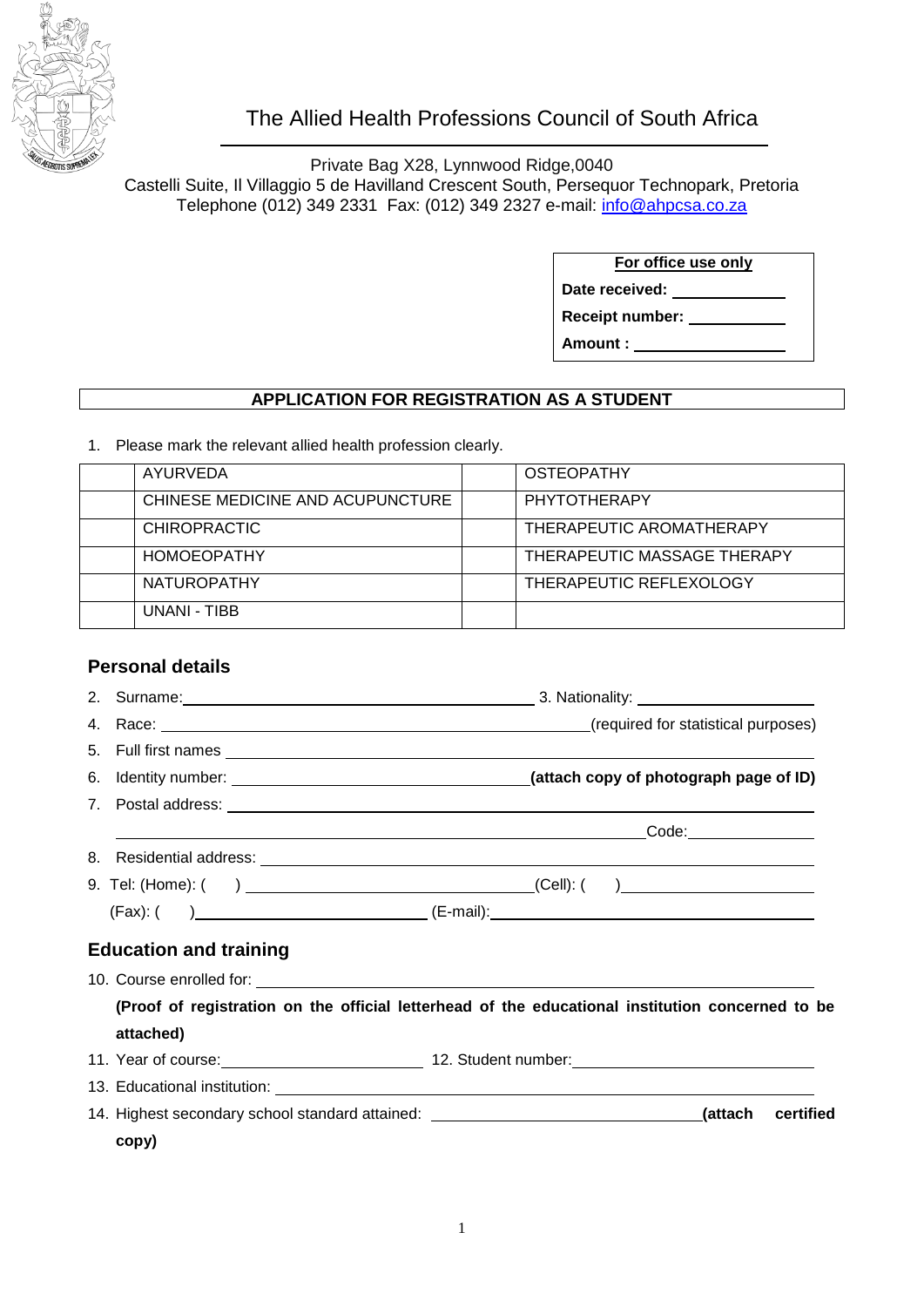# The Allied Health Professions Council of South Africa

Private Bag X28, Lynnwood Ridge,0040
Castelli Suite, Il Villaggio 5 de Havilland Crescent South, Persequor Technopark, Pretoria
Telephone (012) 349 2331 Fax: (012) 349 2327 e-mail: info@ahpcsa.co.za

| For office use only |
|---|
| **Date received:** ____________ |
| **Receipt number:** __________ |
| **Amount :** ________________ |

## APPLICATION FOR REGISTRATION AS A STUDENT

1. Please mark the relevant allied health profession clearly.

| | | | |
|---|---|---|---|
| | AYURVEDA | | OSTEOPATHY |
| | CHINESE MEDICINE AND ACUPUNCTURE | | PHYTOTHERAPY |
| | CHIROPRACTIC | | THERAPEUTIC AROMATHERAPY |
| | HOMOEOPATHY | | THERAPEUTIC MASSAGE THERAPY |
| | NATUROPATHY | | THERAPEUTIC REFLEXOLOGY |
| | UNANI - TIBB | | |

### Personal details

2. Surname: ________________________________ 3. Nationality: ____________________
4. Race: ______________________________________ (required for statistical purposes)
5. Full first names ______________________________________________________________
6. Identity number: ____________________________ **(attach copy of photograph page of ID)**
7. Postal address: ______________________________________________________________
   ______________________________________________________ Code: ______________
8. Residential address: ___________________________________________________________
9. Tel: (Home): (   ) ____________________________ (Cell): (   ) _____________________
   (Fax): (   ) ________________________ (E-mail): ______________________________________

### Education and training

10. Course enrolled for: ____________________________________________________________
    **(Proof of registration on the official letterhead of the educational institution concerned to be attached)**
11. Year of course: _____________________ 12. Student number: _________________________
13. Educational institution: __________________________________________________________
14. Highest secondary school standard attained: ______________________________ **(attach certified copy)**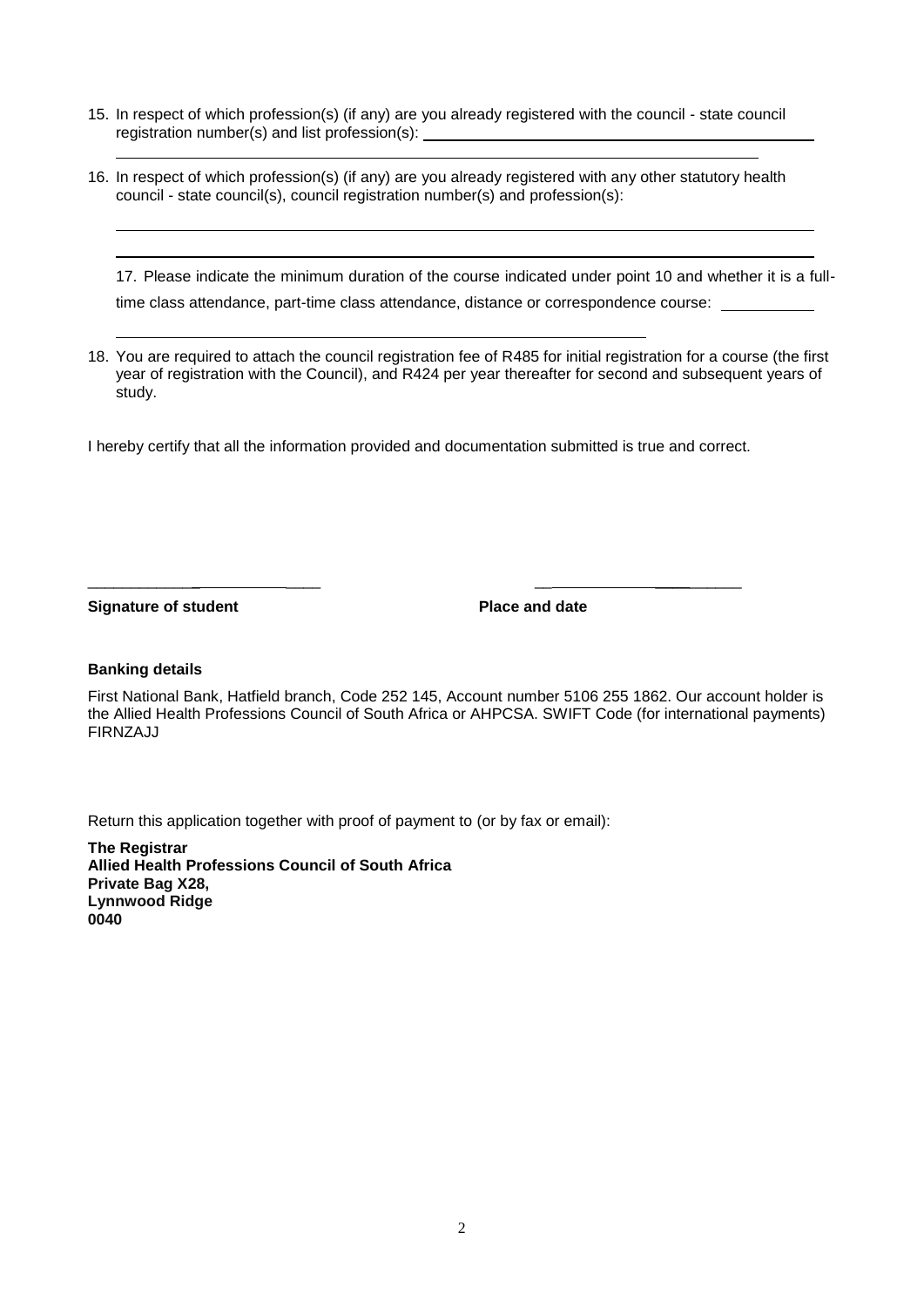15. In respect of which profession(s) (if any) are you already registered with the council - state council registration number(s) and list profession(s): ______________________________

______________________________________________________________________

16. In respect of which profession(s) (if any) are you already registered with any other statutory health council - state council(s), council registration number(s) and profession(s):

______________________________________________________________________

______________________________________________________________________

17. Please indicate the minimum duration of the course indicated under point 10 and whether it is a full-time class attendance, part-time class attendance, distance or correspondence course: __________

______________________________________________________________________

18. You are required to attach the council registration fee of R485 for initial registration for a course (the first year of registration with the Council), and R424 per year thereafter for second and subsequent years of study.

I hereby certify that all the information provided and documentation submitted is true and correct.

____________________________ ____________________________

**Signature of student** **Place and date**

**Banking details**

First National Bank, Hatfield branch, Code 252 145, Account number 5106 255 1862. Our account holder is the Allied Health Professions Council of South Africa or AHPCSA. SWIFT Code (for international payments) FIRNZAJJ

Return this application together with proof of payment to (or by fax or email):

**The Registrar**
**Allied Health Professions Council of South Africa**
**Private Bag X28,**
**Lynnwood Ridge**
**0040**